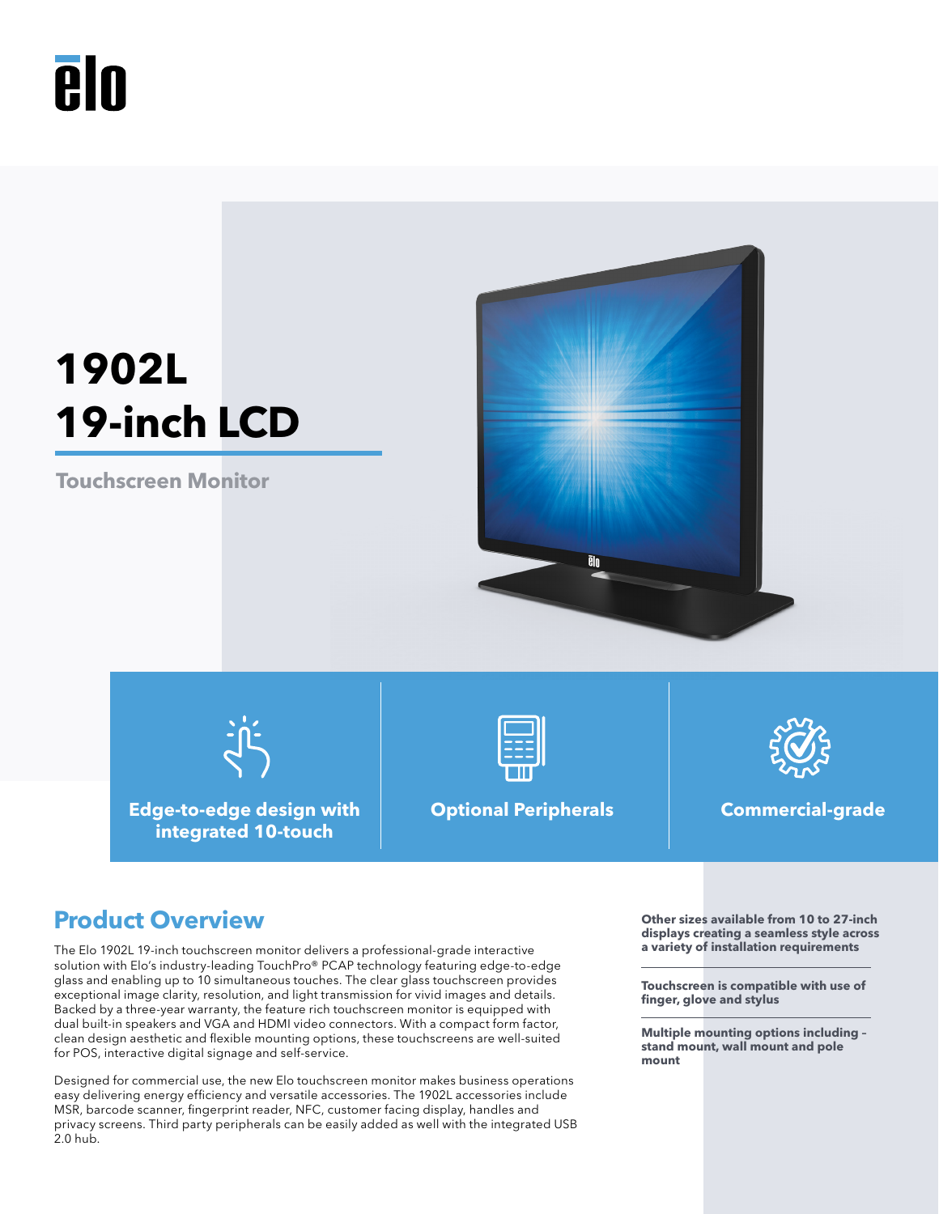# 1902L
# 19-inch LCD

## Touchscreen Monitor

**Edge-to-edge design with integrated 10-touch**

**Optional Peripherals**

**Commercial-grade**

## Product Overview

The Elo 1902L 19-inch touchscreen monitor delivers a professional-grade interactive solution with Elo's industry-leading TouchPro® PCAP technology featuring edge-to-edge glass and enabling up to 10 simultaneous touches. The clear glass touchscreen provides exceptional image clarity, resolution, and light transmission for vivid images and details. Backed by a three-year warranty, the feature rich touchscreen monitor is equipped with dual built-in speakers and VGA and HDMI video connectors. With a compact form factor, clean design aesthetic and flexible mounting options, these touchscreens are well-suited for POS, interactive digital signage and self-service.

Designed for commercial use, the new Elo touchscreen monitor makes business operations easy delivering energy efficiency and versatile accessories. The 1902L accessories include MSR, barcode scanner, fingerprint reader, NFC, customer facing display, handles and privacy screens. Third party peripherals can be easily added as well with the integrated USB 2.0 hub.

**Other sizes available from 10 to 27-inch displays creating a seamless style across a variety of installation requirements**

**Touchscreen is compatible with use of finger, glove and stylus**

**Multiple mounting options including – stand mount, wall mount and pole mount**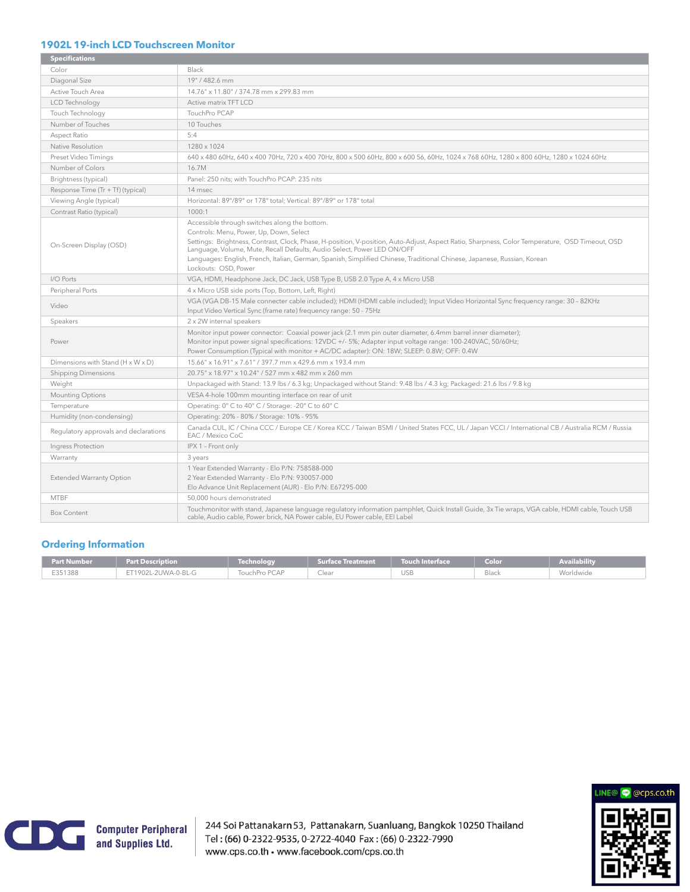## 1902L 19-inch LCD Touchscreen Monitor

| Specifications | |
|---|---|
| Color | Black |
| Diagonal Size | 19" / 482.6 mm |
| Active Touch Area | 14.76" x 11.80" / 374.78 mm x 299.83 mm |
| LCD Technology | Active matrix TFT LCD |
| Touch Technology | TouchPro PCAP |
| Number of Touches | 10 Touches |
| Aspect Ratio | 5:4 |
| Native Resolution | 1280 x 1024 |
| Preset Video Timings | 640 x 480 60Hz, 640 x 400 70Hz, 720 x 400 70Hz, 800 x 500 60Hz, 800 x 600 56, 60Hz, 1024 x 768 60Hz, 1280 x 800 60Hz, 1280 x 1024 60Hz |
| Number of Colors | 16.7M |
| Brightness (typical) | Panel: 250 nits; with TouchPro PCAP: 235 nits |
| Response Time (Tr + Tf) (typical) | 14 msec |
| Viewing Angle (typical) | Horizontal: 89°/89° or 178° total; Vertical: 89°/89° or 178° total |
| Contrast Ratio (typical) | 1000:1 |
| On-Screen Display (OSD) | Accessible through switches along the bottom.<br>Controls: Menu, Power, Up, Down, Select<br>Settings: Brightness, Contrast, Clock, Phase, H-position, V-position, Auto-Adjust, Aspect Ratio, Sharpness, Color Temperature, OSD Timeout, OSD Language, Volume, Mute, Recall Defaults, Audio Select, Power LED ON/OFF<br>Languages: English, French, Italian, German, Spanish, Simplified Chinese, Traditional Chinese, Japanese, Russian, Korean<br>Lockouts: OSD, Power |
| I/O Ports | VGA, HDMI, Headphone Jack, DC Jack, USB Type B, USB 2.0 Type A, 4 x Micro USB |
| Peripheral Ports | 4 x Micro USB side ports (Top, Bottom, Left, Right) |
| Video | VGA (VGA DB-15 Male connecter cable included); HDMI (HDMI cable included); Input Video Horizontal Sync frequency range: 30 – 82KHz<br>Input Video Vertical Sync (frame rate) frequency range: 50 - 75Hz |
| Speakers | 2 x 2W internal speakers |
| Power | Monitor input power connector: Coaxial power jack (2.1 mm pin outer diameter, 6.4mm barrel inner diameter);<br>Monitor input power signal specifications: 12VDC +/- 5%; Adapter input voltage range: 100-240VAC, 50/60Hz;<br>Power Consumption (Typical with monitor + AC/DC adapter): ON: 18W; SLEEP: 0.8W; OFF: 0.4W |
| Dimensions with Stand (H x W x D) | 15.66" x 16.91" x 7.61" / 397.7 mm x 429.6 mm x 193.4 mm |
| Shipping Dimensions | 20.75" x 18.97" x 10.24" / 527 mm x 482 mm x 260 mm |
| Weight | Unpackaged with Stand: 13.9 lbs / 6.3 kg; Unpackaged without Stand: 9.48 lbs / 4.3 kg; Packaged: 21.6 lbs / 9.8 kg |
| Mounting Options | VESA 4-hole 100mm mounting interface on rear of unit |
| Temperature | Operating: 0° C to 40° C / Storage: -20° C to 60° C |
| Humidity (non-condensing) | Operating: 20% - 80% / Storage: 10% - 95% |
| Regulatory approvals and declarations | Canada CUL, IC / China CCC / Europe CE / Korea KCC / Taiwan BSMI / United States FCC, UL / Japan VCCI / International CB / Australia RCM / Russia EAC / Mexico CoC |
| Ingress Protection | IPX 1 – Front only |
| Warranty | 3 years |
| Extended Warranty Option | 1 Year Extended Warranty - Elo P/N: 758588-000<br>2 Year Extended Warranty - Elo P/N: 930057-000<br>Elo Advance Unit Replacement (AUR) - Elo P/N: E67295-000 |
| MTBF | 50,000 hours demonstrated |
| Box Content | Touchmonitor with stand, Japanese language regulatory information pamphlet, Quick Install Guide, 3x Tie wraps, VGA cable, HDMI cable, Touch USB cable, Audio cable, Power brick, NA Power cable, EU Power cable, EEI Label |

## Ordering Information

| Part Number | Part Description | Technology | Surface Treatment | Touch Interface | Color | Availability |
|---|---|---|---|---|---|---|
| E351388 | ET1902L-2UWA-0-BL-G | TouchPro PCAP | Clear | USB | Black | Worldwide |

Computer Peripheral and Supplies Ltd.

244 Soi Pattanakarn 53, Pattanakarn, Suanluang, Bangkok 10250 Thailand
Tel : (66) 0-2322-9535, 0-2722-4040 Fax : (66) 0-2322-7990
www.cps.co.th • www.facebook.com/cps.co.th

LINE@ @cps.co.th